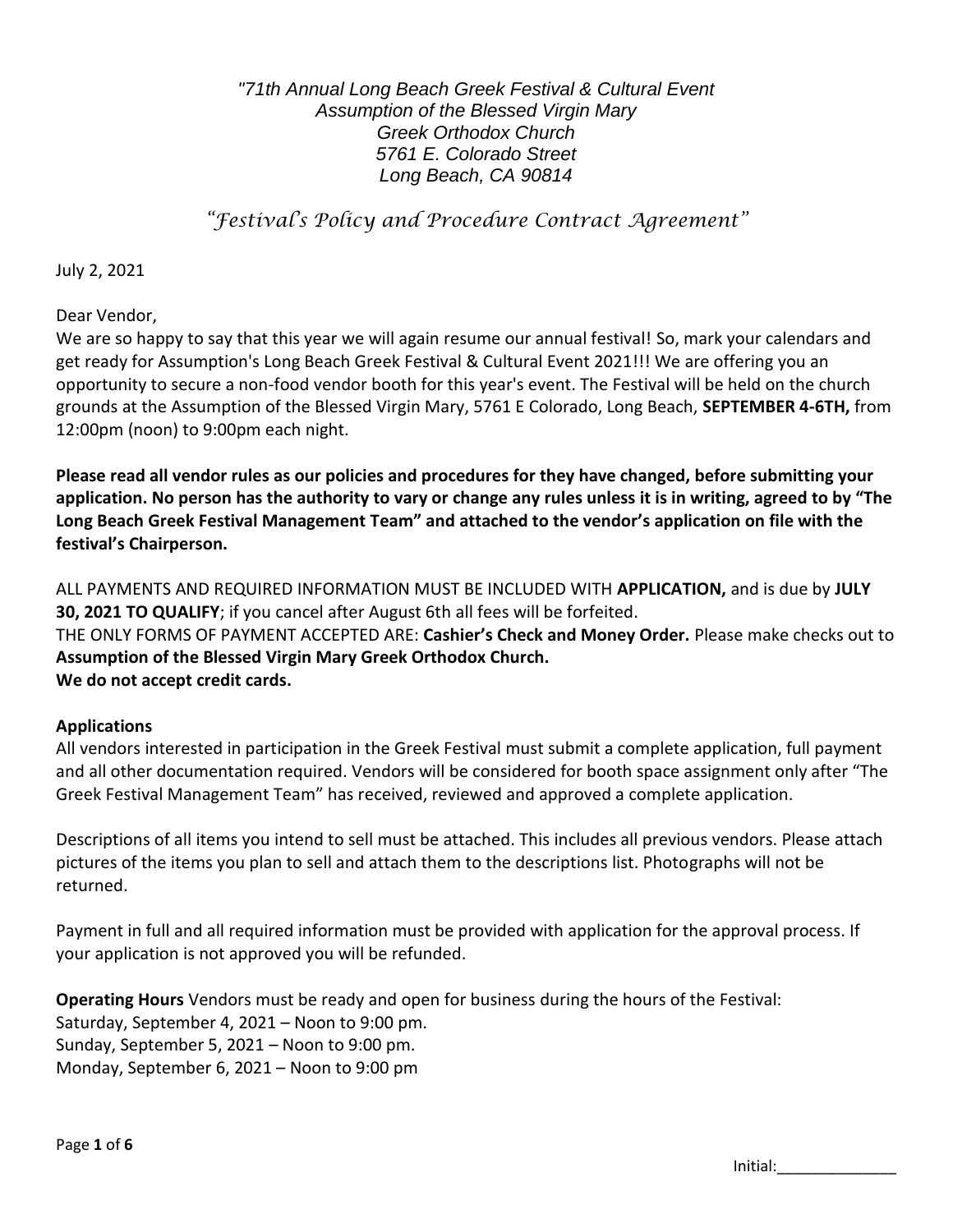*"71th Annual Long Beach Greek Festival & Cultural Event*
*Assumption of the Blessed Virgin Mary*
*Greek Orthodox Church*
*5761 E. Colorado Street*
*Long Beach, CA 90814*

# *"Festival's Policy and Procedure Contract Agreement"*

July 2, 2021

Dear Vendor,

We are so happy to say that this year we will again resume our annual festival! So, mark your calendars and get ready for Assumption's Long Beach Greek Festival & Cultural Event 2021!!! We are offering you an opportunity to secure a non-food vendor booth for this year's event. The Festival will be held on the church grounds at the Assumption of the Blessed Virgin Mary, 5761 E Colorado, Long Beach, **SEPTEMBER 4-6TH,** from 12:00pm (noon) to 9:00pm each night.

**Please read all vendor rules as our policies and procedures for they have changed, before submitting your application. No person has the authority to vary or change any rules unless it is in writing, agreed to by "The Long Beach Greek Festival Management Team" and attached to the vendor's application on file with the festival's Chairperson.**

ALL PAYMENTS AND REQUIRED INFORMATION MUST BE INCLUDED WITH **APPLICATION,** and is due by **JULY 30, 2021 TO QUALIFY**; if you cancel after August 6th all fees will be forfeited.
THE ONLY FORMS OF PAYMENT ACCEPTED ARE: **Cashier's Check and Money Order.** Please make checks out to **Assumption of the Blessed Virgin Mary Greek Orthodox Church.**
**We do not accept credit cards.**

**Applications**

All vendors interested in participation in the Greek Festival must submit a complete application, full payment and all other documentation required. Vendors will be considered for booth space assignment only after "The Greek Festival Management Team" has received, reviewed and approved a complete application.

Descriptions of all items you intend to sell must be attached. This includes all previous vendors. Please attach pictures of the items you plan to sell and attach them to the descriptions list. Photographs will not be returned.

Payment in full and all required information must be provided with application for the approval process. If your application is not approved you will be refunded.

**Operating Hours** Vendors must be ready and open for business during the hours of the Festival:
Saturday, September 4, 2021 – Noon to 9:00 pm.
Sunday, September 5, 2021 – Noon to 9:00 pm.
Monday, September 6, 2021 – Noon to 9:00 pm

Initial:______________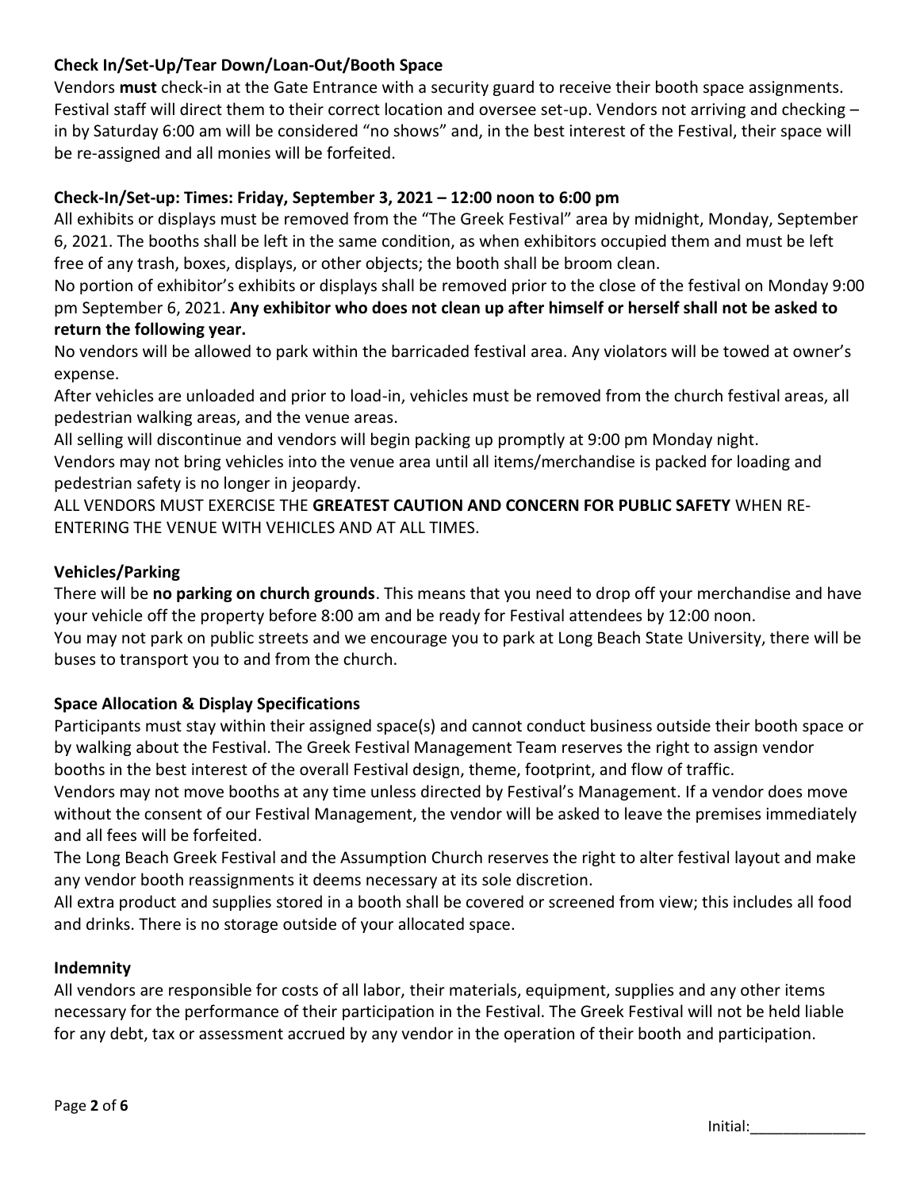**Check In/Set-Up/Tear Down/Loan-Out/Booth Space**

Vendors **must** check-in at the Gate Entrance with a security guard to receive their booth space assignments. Festival staff will direct them to their correct location and oversee set-up. Vendors not arriving and checking – in by Saturday 6:00 am will be considered "no shows" and, in the best interest of the Festival, their space will be re-assigned and all monies will be forfeited.

**Check-In/Set-up: Times: Friday, September 3, 2021 – 12:00 noon to 6:00 pm**

All exhibits or displays must be removed from the "The Greek Festival" area by midnight, Monday, September 6, 2021. The booths shall be left in the same condition, as when exhibitors occupied them and must be left free of any trash, boxes, displays, or other objects; the booth shall be broom clean.

No portion of exhibitor's exhibits or displays shall be removed prior to the close of the festival on Monday 9:00 pm September 6, 2021. **Any exhibitor who does not clean up after himself or herself shall not be asked to return the following year.**

No vendors will be allowed to park within the barricaded festival area. Any violators will be towed at owner's expense.

After vehicles are unloaded and prior to load-in, vehicles must be removed from the church festival areas, all pedestrian walking areas, and the venue areas.

All selling will discontinue and vendors will begin packing up promptly at 9:00 pm Monday night.

Vendors may not bring vehicles into the venue area until all items/merchandise is packed for loading and pedestrian safety is no longer in jeopardy.

ALL VENDORS MUST EXERCISE THE **GREATEST CAUTION AND CONCERN FOR PUBLIC SAFETY** WHEN RE-ENTERING THE VENUE WITH VEHICLES AND AT ALL TIMES.

**Vehicles/Parking**

There will be **no parking on church grounds**. This means that you need to drop off your merchandise and have your vehicle off the property before 8:00 am and be ready for Festival attendees by 12:00 noon.

You may not park on public streets and we encourage you to park at Long Beach State University, there will be buses to transport you to and from the church.

**Space Allocation & Display Specifications**

Participants must stay within their assigned space(s) and cannot conduct business outside their booth space or by walking about the Festival. The Greek Festival Management Team reserves the right to assign vendor booths in the best interest of the overall Festival design, theme, footprint, and flow of traffic.

Vendors may not move booths at any time unless directed by Festival's Management. If a vendor does move without the consent of our Festival Management, the vendor will be asked to leave the premises immediately and all fees will be forfeited.

The Long Beach Greek Festival and the Assumption Church reserves the right to alter festival layout and make any vendor booth reassignments it deems necessary at its sole discretion.

All extra product and supplies stored in a booth shall be covered or screened from view; this includes all food and drinks. There is no storage outside of your allocated space.

**Indemnity**

All vendors are responsible for costs of all labor, their materials, equipment, supplies and any other items necessary for the performance of their participation in the Festival. The Greek Festival will not be held liable for any debt, tax or assessment accrued by any vendor in the operation of their booth and participation.

Initial:______________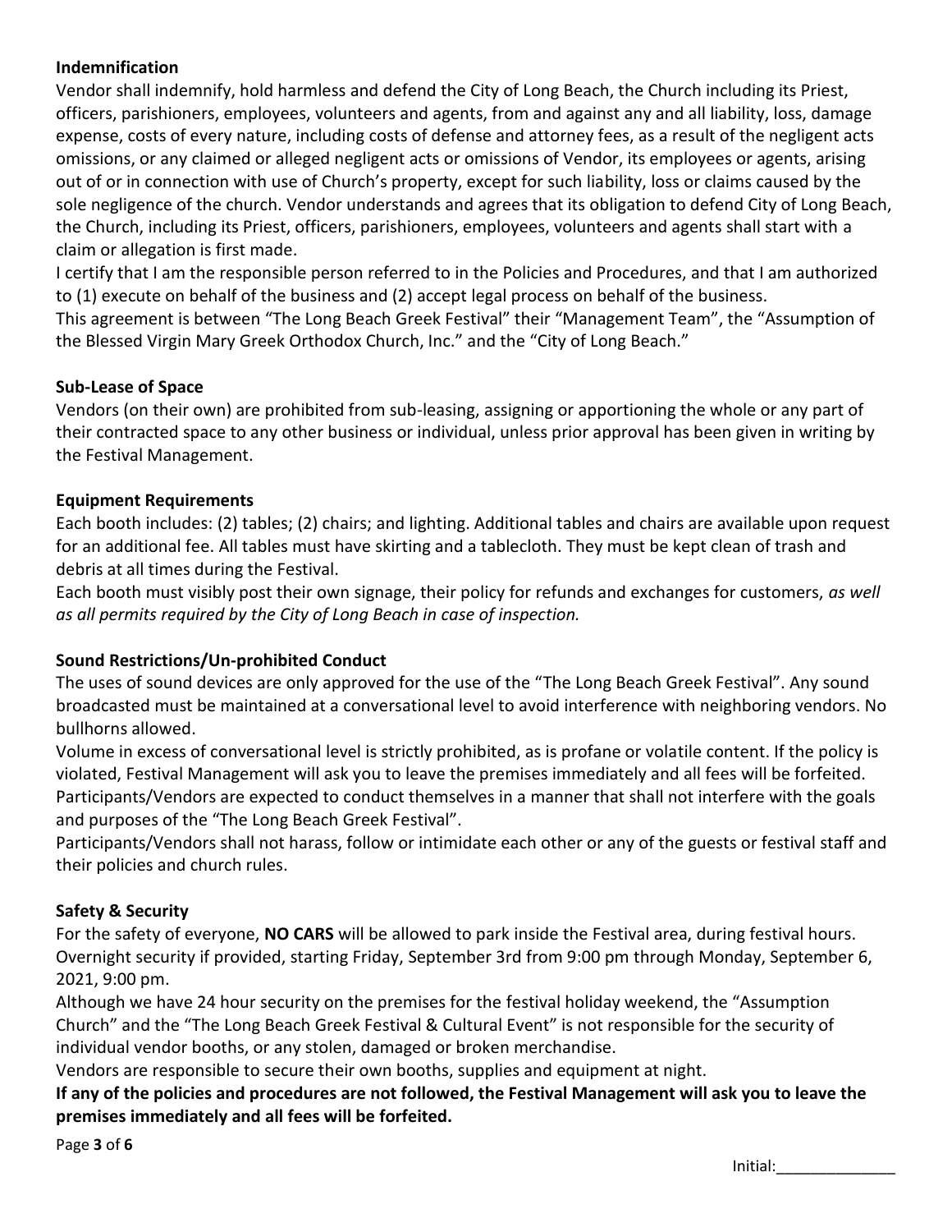**Indemnification**

Vendor shall indemnify, hold harmless and defend the City of Long Beach, the Church including its Priest, officers, parishioners, employees, volunteers and agents, from and against any and all liability, loss, damage expense, costs of every nature, including costs of defense and attorney fees, as a result of the negligent acts omissions, or any claimed or alleged negligent acts or omissions of Vendor, its employees or agents, arising out of or in connection with use of Church's property, except for such liability, loss or claims caused by the sole negligence of the church. Vendor understands and agrees that its obligation to defend City of Long Beach, the Church, including its Priest, officers, parishioners, employees, volunteers and agents shall start with a claim or allegation is first made.

I certify that I am the responsible person referred to in the Policies and Procedures, and that I am authorized to (1) execute on behalf of the business and (2) accept legal process on behalf of the business.

This agreement is between "The Long Beach Greek Festival" their "Management Team", the "Assumption of the Blessed Virgin Mary Greek Orthodox Church, Inc." and the "City of Long Beach."

**Sub-Lease of Space**

Vendors (on their own) are prohibited from sub-leasing, assigning or apportioning the whole or any part of their contracted space to any other business or individual, unless prior approval has been given in writing by the Festival Management.

**Equipment Requirements**

Each booth includes: (2) tables; (2) chairs; and lighting. Additional tables and chairs are available upon request for an additional fee. All tables must have skirting and a tablecloth. They must be kept clean of trash and debris at all times during the Festival.

Each booth must visibly post their own signage, their policy for refunds and exchanges for customers, *as well as all permits required by the City of Long Beach in case of inspection.*

**Sound Restrictions/Un-prohibited Conduct**

The uses of sound devices are only approved for the use of the "The Long Beach Greek Festival". Any sound broadcasted must be maintained at a conversational level to avoid interference with neighboring vendors. No bullhorns allowed.

Volume in excess of conversational level is strictly prohibited, as is profane or volatile content. If the policy is violated, Festival Management will ask you to leave the premises immediately and all fees will be forfeited.

Participants/Vendors are expected to conduct themselves in a manner that shall not interfere with the goals and purposes of the "The Long Beach Greek Festival".

Participants/Vendors shall not harass, follow or intimidate each other or any of the guests or festival staff and their policies and church rules.

**Safety & Security**

For the safety of everyone, **NO CARS** will be allowed to park inside the Festival area, during festival hours.

Overnight security if provided, starting Friday, September 3rd from 9:00 pm through Monday, September 6, 2021, 9:00 pm.

Although we have 24 hour security on the premises for the festival holiday weekend, the "Assumption Church" and the "The Long Beach Greek Festival & Cultural Event" is not responsible for the security of individual vendor booths, or any stolen, damaged or broken merchandise.

Vendors are responsible to secure their own booths, supplies and equipment at night.

**If any of the policies and procedures are not followed, the Festival Management will ask you to leave the premises immediately and all fees will be forfeited.**

Initial:______________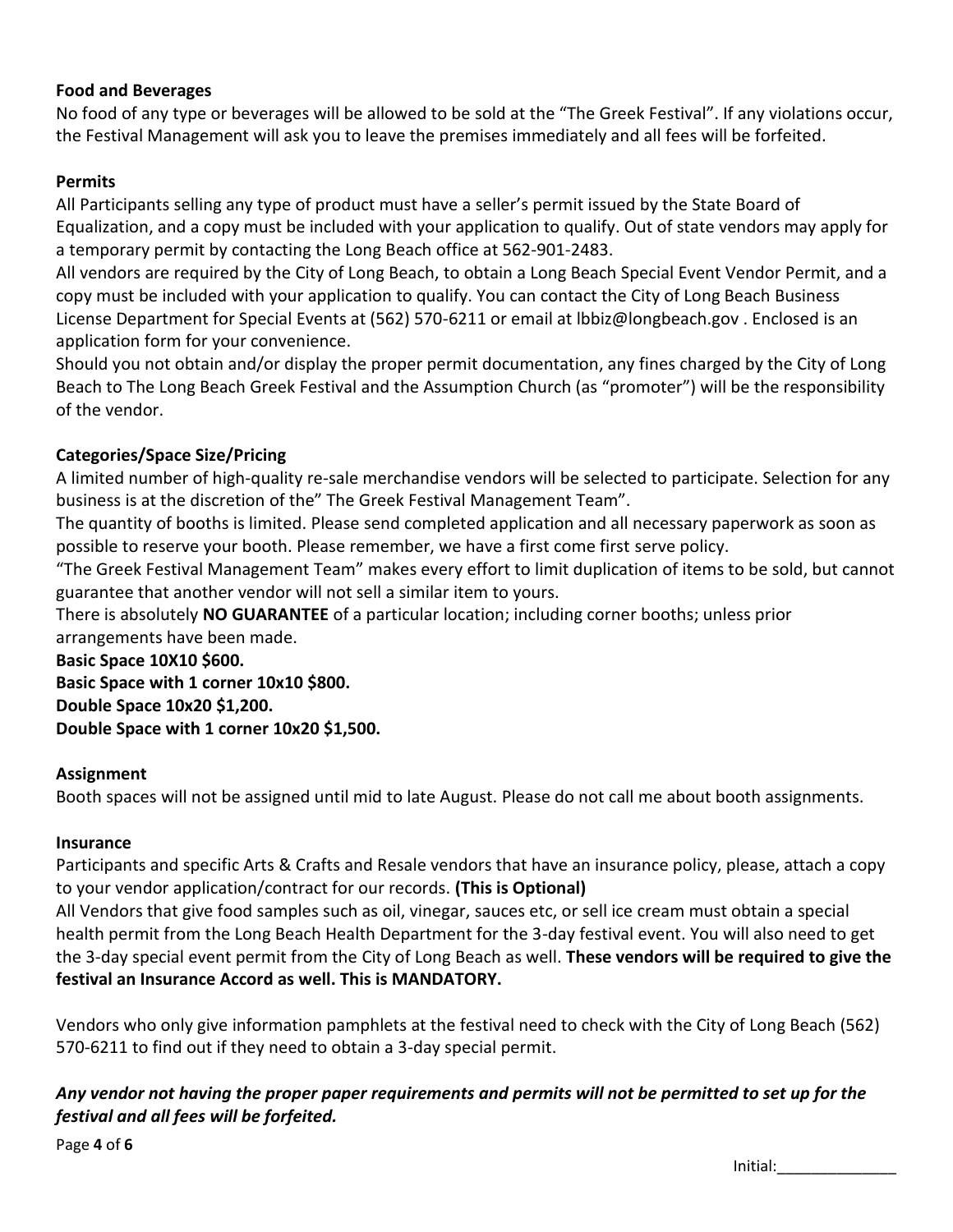## Food and Beverages

No food of any type or beverages will be allowed to be sold at the "The Greek Festival". If any violations occur, the Festival Management will ask you to leave the premises immediately and all fees will be forfeited.

## Permits

All Participants selling any type of product must have a seller's permit issued by the State Board of Equalization, and a copy must be included with your application to qualify. Out of state vendors may apply for a temporary permit by contacting the Long Beach office at 562-901-2483.

All vendors are required by the City of Long Beach, to obtain a Long Beach Special Event Vendor Permit, and a copy must be included with your application to qualify. You can contact the City of Long Beach Business License Department for Special Events at (562) 570-6211 or email at lbbiz@longbeach.gov . Enclosed is an application form for your convenience.

Should you not obtain and/or display the proper permit documentation, any fines charged by the City of Long Beach to The Long Beach Greek Festival and the Assumption Church (as "promoter") will be the responsibility of the vendor.

## Categories/Space Size/Pricing

A limited number of high-quality re-sale merchandise vendors will be selected to participate. Selection for any business is at the discretion of the" The Greek Festival Management Team".

The quantity of booths is limited. Please send completed application and all necessary paperwork as soon as possible to reserve your booth. Please remember, we have a first come first serve policy.

"The Greek Festival Management Team" makes every effort to limit duplication of items to be sold, but cannot guarantee that another vendor will not sell a similar item to yours.

There is absolutely **NO GUARANTEE** of a particular location; including corner booths; unless prior arrangements have been made.

**Basic Space 10X10 $600.**
**Basic Space with 1 corner 10x10 $800.**
**Double Space 10x20 $1,200.**
**Double Space with 1 corner 10x20 $1,500.**

## Assignment

Booth spaces will not be assigned until mid to late August. Please do not call me about booth assignments.

## Insurance

Participants and specific Arts & Crafts and Resale vendors that have an insurance policy, please, attach a copy to your vendor application/contract for our records. **(This is Optional)**

All Vendors that give food samples such as oil, vinegar, sauces etc, or sell ice cream must obtain a special health permit from the Long Beach Health Department for the 3-day festival event. You will also need to get the 3-day special event permit from the City of Long Beach as well. **These vendors will be required to give the festival an Insurance Accord as well. This is MANDATORY.**

Vendors who only give information pamphlets at the festival need to check with the City of Long Beach (562) 570-6211 to find out if they need to obtain a 3-day special permit.

***Any vendor not having the proper paper requirements and permits will not be permitted to set up for the festival and all fees will be forfeited.***

Initial:______________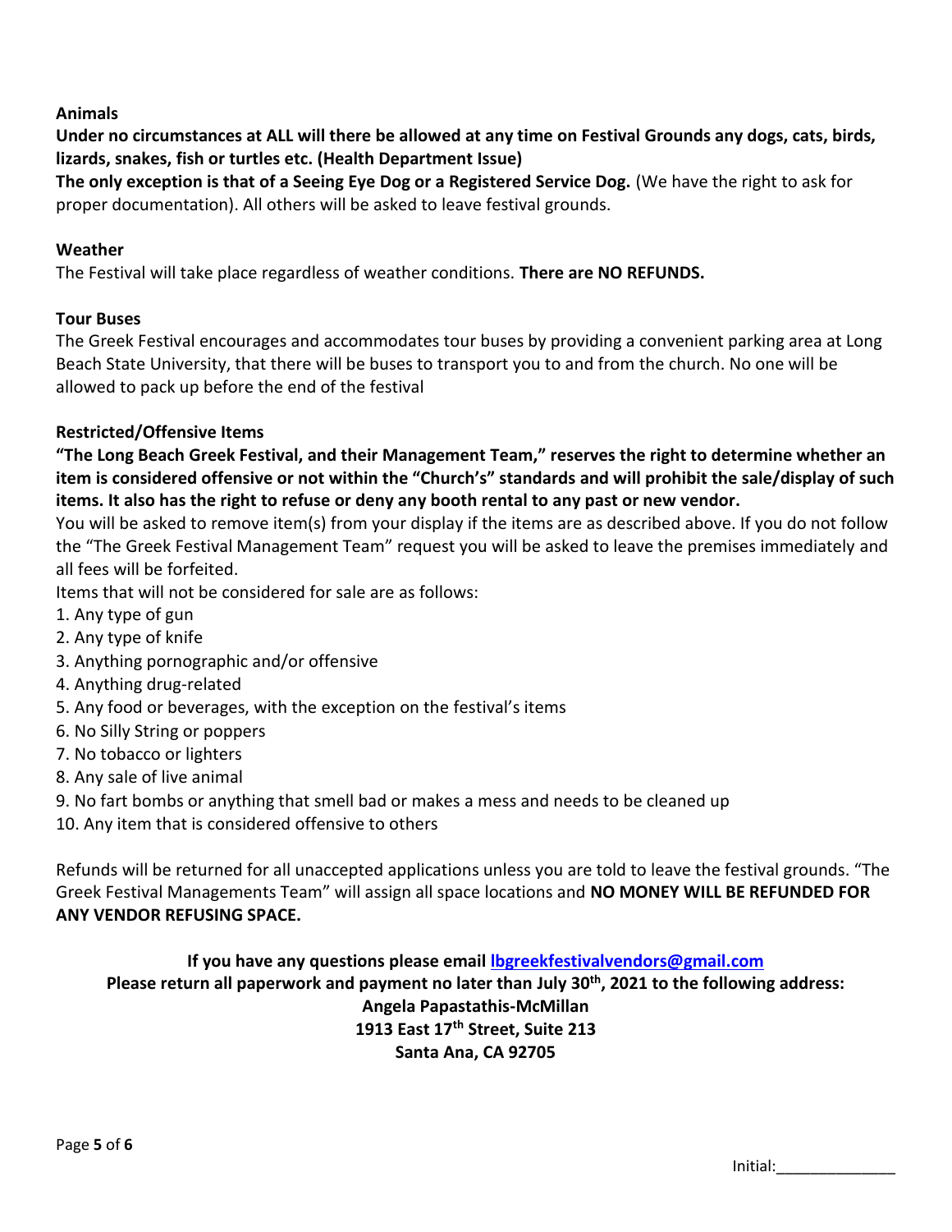**Animals**

**Under no circumstances at ALL will there be allowed at any time on Festival Grounds any dogs, cats, birds, lizards, snakes, fish or turtles etc. (Health Department Issue)**

**The only exception is that of a Seeing Eye Dog or a Registered Service Dog.** (We have the right to ask for proper documentation). All others will be asked to leave festival grounds.

**Weather**

The Festival will take place regardless of weather conditions. **There are NO REFUNDS.**

**Tour Buses**

The Greek Festival encourages and accommodates tour buses by providing a convenient parking area at Long Beach State University, that there will be buses to transport you to and from the church. No one will be allowed to pack up before the end of the festival

**Restricted/Offensive Items**

**"The Long Beach Greek Festival, and their Management Team," reserves the right to determine whether an item is considered offensive or not within the "Church's" standards and will prohibit the sale/display of such items. It also has the right to refuse or deny any booth rental to any past or new vendor.**

You will be asked to remove item(s) from your display if the items are as described above. If you do not follow the "The Greek Festival Management Team" request you will be asked to leave the premises immediately and all fees will be forfeited.

Items that will not be considered for sale are as follows:

1. Any type of gun
2. Any type of knife
3. Anything pornographic and/or offensive
4. Anything drug-related
5. Any food or beverages, with the exception on the festival's items
6. No Silly String or poppers
7. No tobacco or lighters
8. Any sale of live animal
9. No fart bombs or anything that smell bad or makes a mess and needs to be cleaned up
10. Any item that is considered offensive to others

Refunds will be returned for all unaccepted applications unless you are told to leave the festival grounds. "The Greek Festival Managements Team" will assign all space locations and **NO MONEY WILL BE REFUNDED FOR ANY VENDOR REFUSING SPACE.**

**If you have any questions please email [lbgreekfestivalvendors@gmail.com](mailto:lbgreekfestivalvendors@gmail.com)**

**Please return all paperwork and payment no later than July 30th, 2021 to the following address:**

**Angela Papastathis-McMillan**

**1913 East 17th Street, Suite 213**

**Santa Ana, CA 92705**

Initial:______________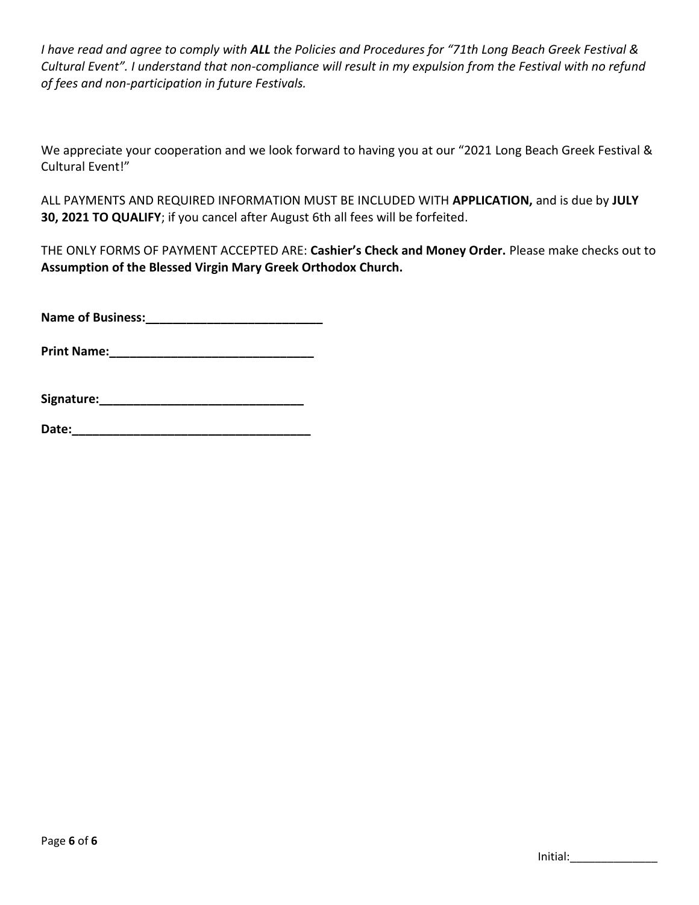*I have read and agree to comply with **ALL** the Policies and Procedures for "71th Long Beach Greek Festival & Cultural Event". I understand that non-compliance will result in my expulsion from the Festival with no refund of fees and non-participation in future Festivals.*

We appreciate your cooperation and we look forward to having you at our "2021 Long Beach Greek Festival & Cultural Event!"

ALL PAYMENTS AND REQUIRED INFORMATION MUST BE INCLUDED WITH **APPLICATION,** and is due by **JULY 30, 2021 TO QUALIFY**; if you cancel after August 6th all fees will be forfeited.

THE ONLY FORMS OF PAYMENT ACCEPTED ARE: **Cashier's Check and Money Order.** Please make checks out to **Assumption of the Blessed Virgin Mary Greek Orthodox Church.**

**Name of Business:___________________________**

**Print Name:_______________________________**

**Signature:_______________________________**

**Date:_____________________________________**

Initial:______________